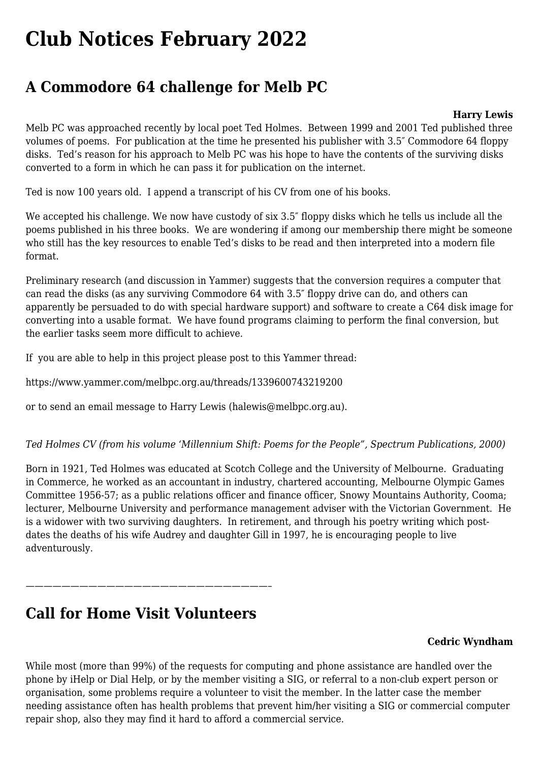# Club Notices February 2022

## A Commodore 64 challenge for Melb PC

**Harry Lewis**

Melb PC was approached recently by local poet Ted Holmes. Between 1999 and 2001 Ted published three volumes of poems. For publication at the time he presented his publisher with 3.5″ Commodore 64 floppy disks. Ted's reason for his approach to Melb PC was his hope to have the contents of the surviving disks converted to a form in which he can pass it for publication on the internet.

Ted is now 100 years old. I append a transcript of his CV from one of his books.

We accepted his challenge. We now have custody of six 3.5″ floppy disks which he tells us include all the poems published in his three books. We are wondering if among our membership there might be someone who still has the key resources to enable Ted's disks to be read and then interpreted into a modern file format.

Preliminary research (and discussion in Yammer) suggests that the conversion requires a computer that can read the disks (as any surviving Commodore 64 with 3.5″ floppy drive can do, and others can apparently be persuaded to do with special hardware support) and software to create a C64 disk image for converting into a usable format. We have found programs claiming to perform the final conversion, but the earlier tasks seem more difficult to achieve.

If you are able to help in this project please post to this Yammer thread:

https://www.yammer.com/melbpc.org.au/threads/1339600743219200

or to send an email message to Harry Lewis (halewis@melbpc.org.au).

*Ted Holmes CV (from his volume 'Millennium Shift: Poems for the People", Spectrum Publications, 2000)*

Born in 1921, Ted Holmes was educated at Scotch College and the University of Melbourne. Graduating in Commerce, he worked as an accountant in industry, chartered accounting, Melbourne Olympic Games Committee 1956-57; as a public relations officer and finance officer, Snowy Mountains Authority, Cooma; lecturer, Melbourne University and performance management adviser with the Victorian Government. He is a widower with two surviving daughters. In retirement, and through his poetry writing which post-dates the deaths of his wife Audrey and daughter Gill in 1997, he is encouraging people to live adventurously.

———————————————————————————–

## Call for Home Visit Volunteers

**Cedric Wyndham**

While most (more than 99%) of the requests for computing and phone assistance are handled over the phone by iHelp or Dial Help, or by the member visiting a SIG, or referral to a non-club expert person or organisation, some problems require a volunteer to visit the member. In the latter case the member needing assistance often has health problems that prevent him/her visiting a SIG or commercial computer repair shop, also they may find it hard to afford a commercial service.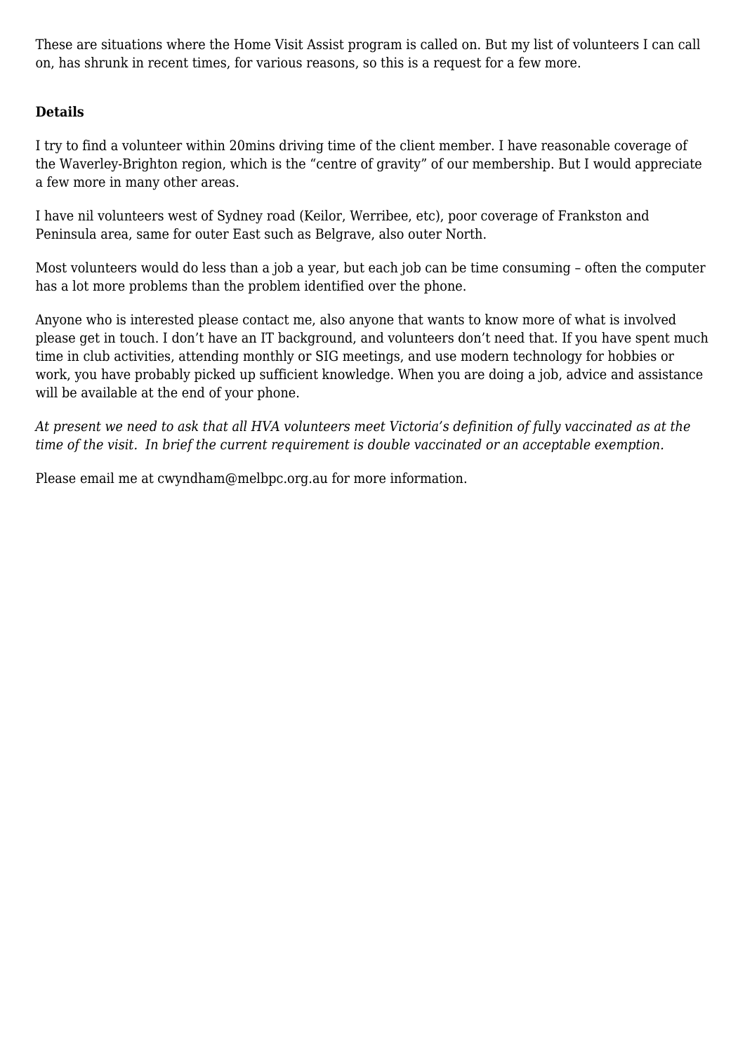These are situations where the Home Visit Assist program is called on. But my list of volunteers I can call on, has shrunk in recent times, for various reasons, so this is a request for a few more.

**Details**

I try to find a volunteer within 20mins driving time of the client member. I have reasonable coverage of the Waverley-Brighton region, which is the "centre of gravity" of our membership. But I would appreciate a few more in many other areas.

I have nil volunteers west of Sydney road (Keilor, Werribee, etc), poor coverage of Frankston and Peninsula area, same for outer East such as Belgrave, also outer North.

Most volunteers would do less than a job a year, but each job can be time consuming – often the computer has a lot more problems than the problem identified over the phone.

Anyone who is interested please contact me, also anyone that wants to know more of what is involved please get in touch. I don't have an IT background, and volunteers don't need that. If you have spent much time in club activities, attending monthly or SIG meetings, and use modern technology for hobbies or work, you have probably picked up sufficient knowledge. When you are doing a job, advice and assistance will be available at the end of your phone.

*At present we need to ask that all HVA volunteers meet Victoria's definition of fully vaccinated as at the time of the visit. In brief the current requirement is double vaccinated or an acceptable exemption.*

Please email me at cwyndham@melbpc.org.au for more information.